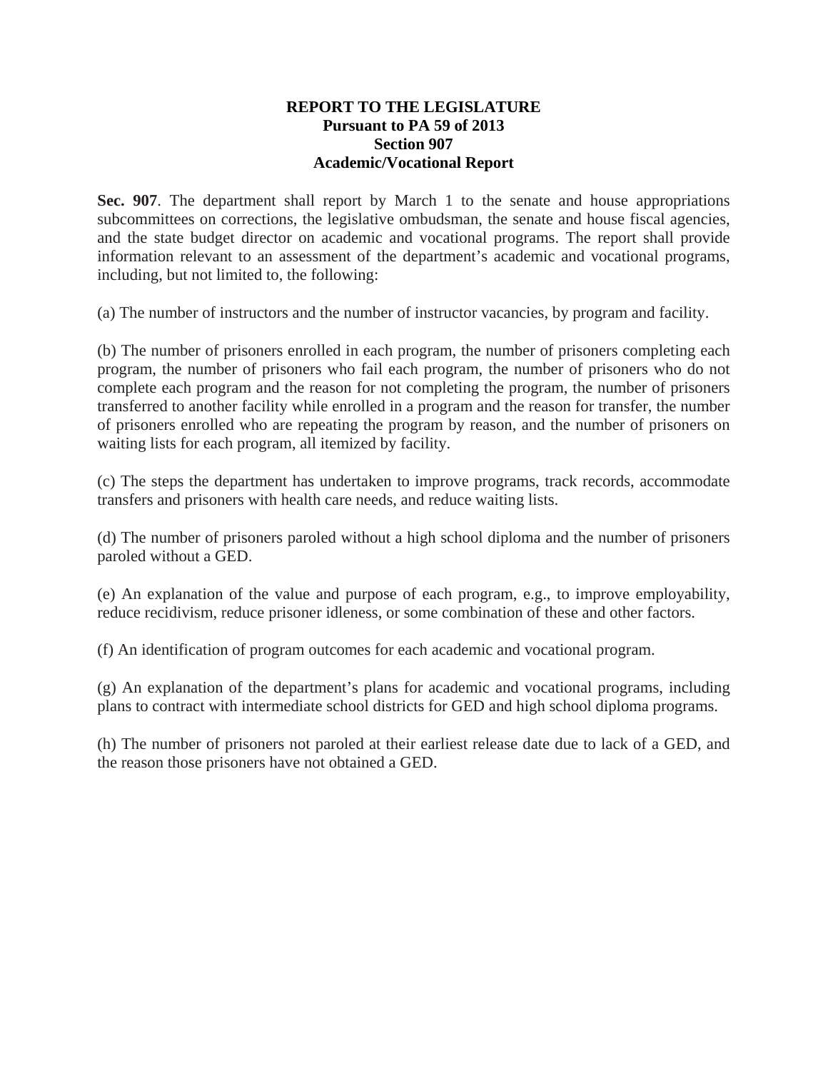# REPORT TO THE LEGISLATURE
## Pursuant to PA 59 of 2013
## Section 907
## Academic/Vocational Report

**Sec. 907**. The department shall report by March 1 to the senate and house appropriations subcommittees on corrections, the legislative ombudsman, the senate and house fiscal agencies, and the state budget director on academic and vocational programs. The report shall provide information relevant to an assessment of the department's academic and vocational programs, including, but not limited to, the following:

(a) The number of instructors and the number of instructor vacancies, by program and facility.

(b) The number of prisoners enrolled in each program, the number of prisoners completing each program, the number of prisoners who fail each program, the number of prisoners who do not complete each program and the reason for not completing the program, the number of prisoners transferred to another facility while enrolled in a program and the reason for transfer, the number of prisoners enrolled who are repeating the program by reason, and the number of prisoners on waiting lists for each program, all itemized by facility.

(c) The steps the department has undertaken to improve programs, track records, accommodate transfers and prisoners with health care needs, and reduce waiting lists.

(d) The number of prisoners paroled without a high school diploma and the number of prisoners paroled without a GED.

(e) An explanation of the value and purpose of each program, e.g., to improve employability, reduce recidivism, reduce prisoner idleness, or some combination of these and other factors.

(f) An identification of program outcomes for each academic and vocational program.

(g) An explanation of the department's plans for academic and vocational programs, including plans to contract with intermediate school districts for GED and high school diploma programs.

(h) The number of prisoners not paroled at their earliest release date due to lack of a GED, and the reason those prisoners have not obtained a GED.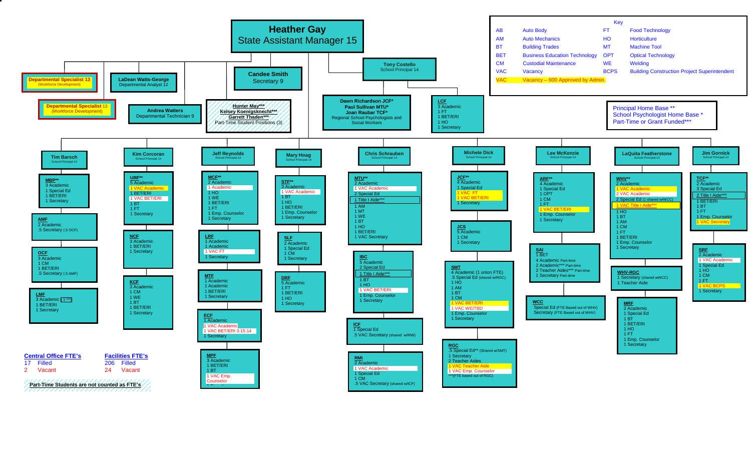# Heather Gay
## State Assistant Manager 15

**Key**

| Code | Meaning | Code | Meaning |
|---|---|---|---|
| AB | Auto Body | FT | Food Technology |
| AM | Auto Mechanics | HO | Horticulture |
| BT | Building Trades | MT | Machine Tool |
| BET | Business Education Technology | OPT | Optical Technology |
| CM | Custodial Maintenance | WE | Welding |
| VAC | Vacancy | BCPS | Building Construction Project Superintendent |
| VAC | Vacancy – 600 Approved by Admin. | | |

Principal Home Base **
School Psychologist Home Base *
Part-Time or Grant Funded***

**Departmental Specialist 13** (Workforce Development)

**Departmental Specialist 13** (Workforce Development)

**LaDean Watts-George** – Departmental Analyst 12

**Andrea Watters** – Departmental Technician 9

**Candee Smith** – Secretary 9

**Hunter May***
**Kelsey Koenigsknecht***
**Garrett Thaden***
Part-Time Student Positions (3)

**Tony Costello** – School Principal 14

**Dawn Richardson JCF***
**Paul Sullivan MTU***
**Joan Raubar TCF***
Regional School Psychologists and Social Workers

**LCF**
3 Academic
1 FT
1 BET/ERI
1 HO
1 Secretary

---

### Tim Barsch – School Principal-14

**MBP****
3 Academic
1 Special Ed
1 BET/ERI
1 Secretary

**AMF**
2 Academic
.5 Secretary (.5 OCF)

**OCF**
3 Academic
1 CM
1 BET/ERI
.5 Secretary (.5 AMF)

**LMF**
3 Academic 1 ***
1 BET/ERI
1 Secretary

### Kim Corcoran – School Principal-14

**URF****
5 Academic
1 VAC Academic
1 BET/ERI
1 VAC BET/ERI
1 BT
1 FT
1 Secretary

**NCF**
3 Academic
1 BET/ERI
1 Secretary

**KCF**
3 Academic
1 CM
1 WE
1 BT
1 BET/ERI
1 Secretary

### Jeff Reynolds – School Principal-14

**MCF****
2 Academic
1 Academic
1 HO
1 WE
1 BET/ERI
1 FT
1 Emp. Counselor
1 Secretary

**LRF**
1 Academic
1 Academic
1 VAC FT
1 Secretary

**MTF**
1 Academic
1 Academic
1 BET/ERI
1 Secretary

**ECF**
1 Academic
1 VAC Academic
1 VAC BET/ERI 3.15.14
1 Secretary

**MPF**
3 Academic
1 BET/ERI
1 BT
1 VAC Emp. Counselor

### Mary Hoag – School Principal-14

**STF****
3 Academic
1 VAC Academic
1 BT
1 HO
1 BET/ERI
1 Emp. Counselor
1 Secretary

**SLF**
2 Academic
1 Special Ed
1 CM
1 Secretary

**DRF**
5 Academic
1 FT
1 BET/ERI
1 HO
1 Secretary

### Chris Schrauben – School Principal-14

**MTU****
2 Academic
1 VAC Academic
2 Special Ed
1 Title I Aide***
1 AM
1 MT
1 WE
1 BT
1 HO
1 BET/ERI
1 VAC Secretary

**IBC**
5 Academic
2 Special Ed
1 Title I Aide***
1 BT
1 HO
1 VAC BET/ERI
1 Emp. Counselor
1 Secretary

**ICF**
1 Special Ed
.5 VAC Secretary (shared w/RMI)

**RMI**
2 Academic
1 VAC Academic
1 Special Ed
1 CM
.5 VAC Secretary (shared w/ICF)

### Michele Dick – School Principal-14

**JCF****
4 Academic
1 Special Ed
1 VAC FT
1 VAC BET/ERI
1 Secretary

**JCS**
5 Academic
1 CM
1 Secretary

**SMT**
4 Academic (1 union FTE)
.5 Special Ed (shared w/RGC)
1 HO
1 AM
1 BT
1 CM
1 VAC BET/ERI
1 VAC WE/TBD
1 Emp. Counselor
1 Secretary

**RGC**
.5 Special Ed** (Shared w/SMT)
1 Secretary
2 Teacher Aides
1 VAC Teacher Aide
1 VAC Emp. Counselor
***(FTE based out of RGC)

### Lee McKenzie – School Principal-14

**ARF****
4 Academic
1 Special Ed
1 OPT
1 CM
1 FT
1 VAC BET/ERI
1 Emp. Counselor
1 Secretary

**SAI**
1 BET
4 Academic Part-time
2 Academic*** Part-time
2 Teacher Aides*** Part-time
1 Secretary Part-time

**WCC**
Special Ed (FTE Based out of WHV)
Secretary (FTE Based out of WHV)

### LaQuita Featherstone – School Principal-14

**WHV****
2 Academic
1 VAC Academic
2 VAC Academic
2 Special Ed (1 shared w/WCC)
1 VAC Title I Aide***
1 HO
1 BT
1 AM
1 CM
1 FT
1 BET/ERI
1 Emp. Counselor
1 Secretary

**WHV-RGC**
1 Secretary (shared w/WCC)
1 Teacher Aide

**MRF**
2 Academic
1 Special Ed
1 BT
1 BET/ERI
1 HO
1 FT
1 Emp. Counselor
1 Secretary

### Jim Gornick – School Principal-14

**TCF****
2 Academic
3 Special Ed
2 Title I Aide***
1 BET/ERI
1 BT
1 FT
1 Emp. Counselor
1 VAC Secretary

**SRF**
2 Academic
1 VAC Academic
1 Special Ed
1 HO
1 CM
1 FT
1 VAC BCPS
1 Secretary

---

**Central Office FTE's**
17 Filled
2 Vacant

**Facilities FTE's**
206 Filled
24 Vacant

**Part-Time Students are not counted as FTE's**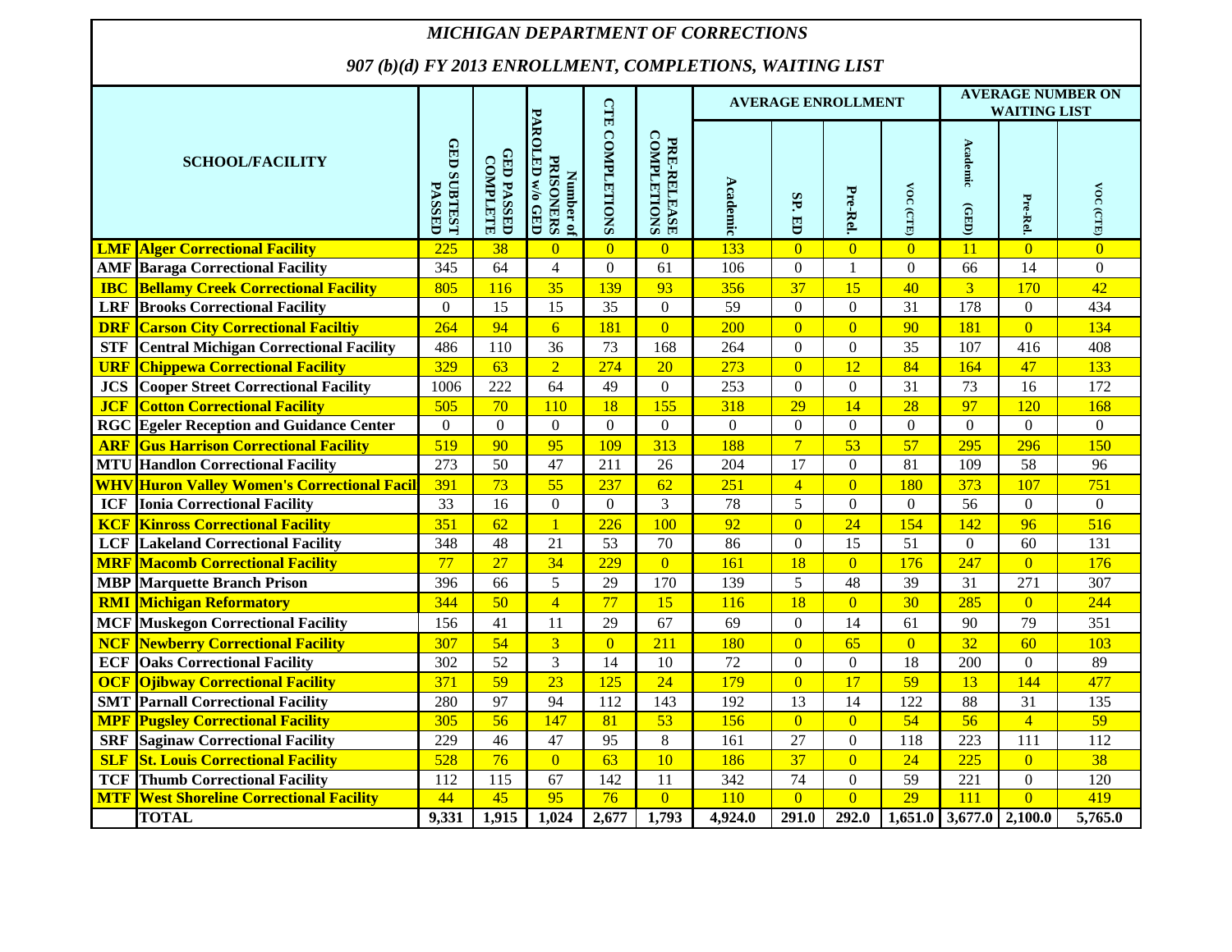# MICHIGAN DEPARTMENT OF CORRECTIONS

## 907 (b)(d) FY 2013 ENROLLMENT, COMPLETIONS, WAITING LIST

| SCHOOL/FACILITY | | GED SUBTEST PASSED | GED PASSED COMPLETE | Number of PRISONERS PAROLED w/o GED | CTE COMPLETIONS | PRE-RELEASE COMPLETIONS | AVERAGE ENROLLMENT | | | | AVERAGE NUMBER ON WAITING LIST | | |
|---|---|---|---|---|---|---|---|---|---|---|---|---|---|
| | | | | | | | Academic | SP. ED | Pre-Rel. | VOC (CTE) | Academic (GED) | Pre-Rel. | VOC (CTE) |
| LMF | Alger Correctional Facility | 225 | 38 | 0 | 0 | 0 | 133 | 0 | 0 | 0 | 11 | 0 | 0 |
| AMF | Baraga Correctional Facility | 345 | 64 | 4 | 0 | 61 | 106 | 0 | 1 | 0 | 66 | 14 | 0 |
| IBC | Bellamy Creek Correctional Facility | 805 | 116 | 35 | 139 | 93 | 356 | 37 | 15 | 40 | 3 | 170 | 42 |
| LRF | Brooks Correctional Facility | 0 | 15 | 15 | 35 | 0 | 59 | 0 | 0 | 31 | 178 | 0 | 434 |
| DRF | Carson City Correctional Faciltiy | 264 | 94 | 6 | 181 | 0 | 200 | 0 | 0 | 90 | 181 | 0 | 134 |
| STF | Central Michigan Correctional Facility | 486 | 110 | 36 | 73 | 168 | 264 | 0 | 0 | 35 | 107 | 416 | 408 |
| URF | Chippewa Correctional Facility | 329 | 63 | 2 | 274 | 20 | 273 | 0 | 12 | 84 | 164 | 47 | 133 |
| JCS | Cooper Street Correctional Facility | 1006 | 222 | 64 | 49 | 0 | 253 | 0 | 0 | 31 | 73 | 16 | 172 |
| JCF | Cotton Correctional Facility | 505 | 70 | 110 | 18 | 155 | 318 | 29 | 14 | 28 | 97 | 120 | 168 |
| RGC | Egeler Reception and Guidance Center | 0 | 0 | 0 | 0 | 0 | 0 | 0 | 0 | 0 | 0 | 0 | 0 |
| ARF | Gus Harrison Correctional Facility | 519 | 90 | 95 | 109 | 313 | 188 | 7 | 53 | 57 | 295 | 296 | 150 |
| MTU | Handlon Correctional Facility | 273 | 50 | 47 | 211 | 26 | 204 | 17 | 0 | 81 | 109 | 58 | 96 |
| WHV | Huron Valley Women's Correctional Facil | 391 | 73 | 55 | 237 | 62 | 251 | 4 | 0 | 180 | 373 | 107 | 751 |
| ICF | Ionia Correctional Facility | 33 | 16 | 0 | 0 | 3 | 78 | 5 | 0 | 0 | 56 | 0 | 0 |
| KCF | Kinross Correctional Facility | 351 | 62 | 1 | 226 | 100 | 92 | 0 | 24 | 154 | 142 | 96 | 516 |
| LCF | Lakeland Correctional Facility | 348 | 48 | 21 | 53 | 70 | 86 | 0 | 15 | 51 | 0 | 60 | 131 |
| MRF | Macomb Correctional Facility | 77 | 27 | 34 | 229 | 0 | 161 | 18 | 0 | 176 | 247 | 0 | 176 |
| MBP | Marquette Branch Prison | 396 | 66 | 5 | 29 | 170 | 139 | 5 | 48 | 39 | 31 | 271 | 307 |
| RMI | Michigan Reformatory | 344 | 50 | 4 | 77 | 15 | 116 | 18 | 0 | 30 | 285 | 0 | 244 |
| MCF | Muskegon Correctional Facility | 156 | 41 | 11 | 29 | 67 | 69 | 0 | 14 | 61 | 90 | 79 | 351 |
| NCF | Newberry Correctional Facility | 307 | 54 | 3 | 0 | 211 | 180 | 0 | 65 | 0 | 32 | 60 | 103 |
| ECF | Oaks Correctional Facility | 302 | 52 | 3 | 14 | 10 | 72 | 0 | 0 | 18 | 200 | 0 | 89 |
| OCF | Ojibway Correctional Facility | 371 | 59 | 23 | 125 | 24 | 179 | 0 | 17 | 59 | 13 | 144 | 477 |
| SMT | Parnall Correctional Facility | 280 | 97 | 94 | 112 | 143 | 192 | 13 | 14 | 122 | 88 | 31 | 135 |
| MPF | Pugsley Correctional Facility | 305 | 56 | 147 | 81 | 53 | 156 | 0 | 0 | 54 | 56 | 4 | 59 |
| SRF | Saginaw Correctional Facility | 229 | 46 | 47 | 95 | 8 | 161 | 27 | 0 | 118 | 223 | 111 | 112 |
| SLF | St. Louis Correctional Facility | 528 | 76 | 0 | 63 | 10 | 186 | 37 | 0 | 24 | 225 | 0 | 38 |
| TCF | Thumb Correctional Facility | 112 | 115 | 67 | 142 | 11 | 342 | 74 | 0 | 59 | 221 | 0 | 120 |
| MTF | West Shoreline Correctional Facility | 44 | 45 | 95 | 76 | 0 | 110 | 0 | 0 | 29 | 111 | 0 | 419 |
| | TOTAL | 9,331 | 1,915 | 1,024 | 2,677 | 1,793 | 4,924.0 | 291.0 | 292.0 | 1,651.0 | 3,677.0 | 2,100.0 | 5,765.0 |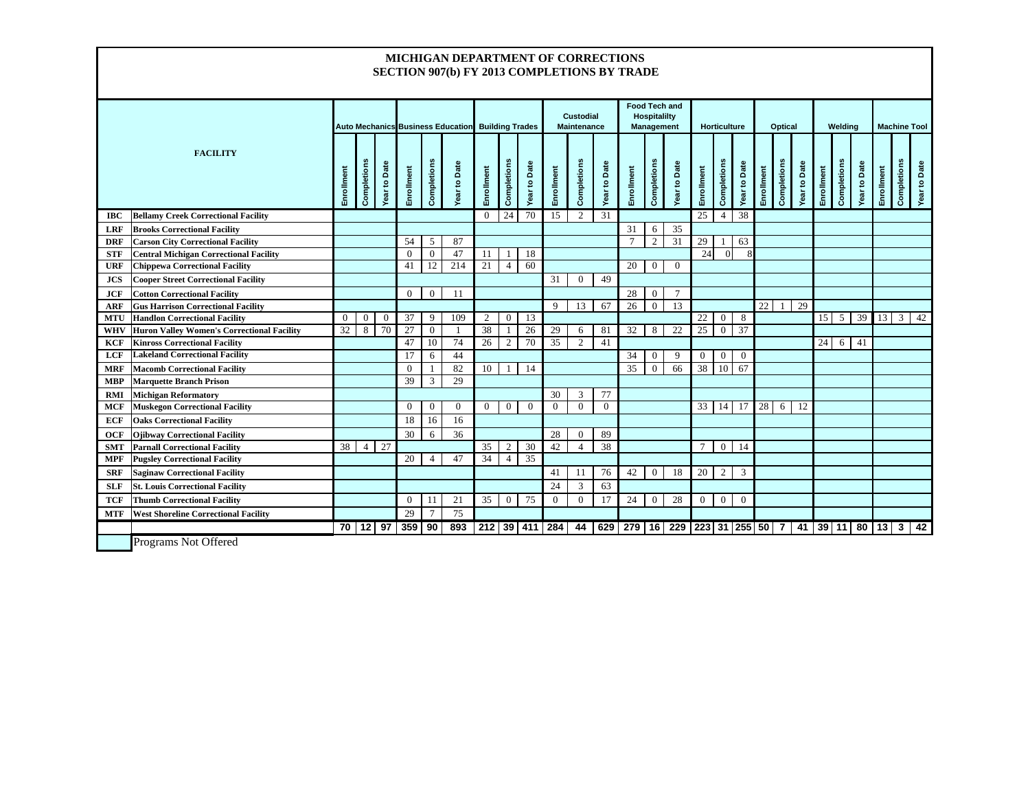# MICHIGAN DEPARTMENT OF CORRECTIONS
## SECTION 907(b) FY 2013 COMPLETIONS BY TRADE

| FACILITY | | Auto Mechanics | | | Business Education | | | Building Trades | | | Custodial Maintenance | | | Food Tech and Hospitality Management | | | Horticulture | | | Optical | | | Welding | | | Machine Tool | | |
|---|---|---|---|---|---|---|---|---|---|---|---|---|---|---|---|---|---|---|---|---|---|---|---|---|---|---|---|---|
| | | Enrollment | Completions | Year to Date | Enrollment | Completions | Year to Date | Enrollment | Completions | Year to Date | Enrollment | Completions | Year to Date | Enrollment | Completions | Year to Date | Enrollment | Completions | Year to Date | Enrollment | Completions | Year to Date | Enrollment | Completions | Year to Date | Enrollment | Completions | Year to Date |
| IBC | Bellamy Creek Correctional Facility | | | | | | | 0 | 24 | 70 | 15 | 2 | 31 | | | | 25 | 4 | 38 | | | | | | | | | |
| LRF | Brooks Correctional Facility | | | | | | | | | | | | | 31 | 6 | 35 | | | | | | | | | | | | |
| DRF | Carson City Correctional Facility | | | | 54 | 5 | 87 | | | | | | | 7 | 2 | 31 | 29 | 1 | 63 | | | | | | | | | |
| STF | Central Michigan Correctional Facility | | | | 0 | 0 | 47 | 11 | 1 | 18 | | | | | | | 24 | 0 | 8 | | | | | | | | | |
| URF | Chippewa Correctional Facility | | | | 41 | 12 | 214 | 21 | 4 | 60 | | | | 20 | 0 | 0 | | | | | | | | | | | | |
| JCS | Cooper Street Correctional Facility | | | | | | | | | | 31 | 0 | 49 | | | | | | | | | | | | | | | |
| JCF | Cotton Correctional Facility | | | | 0 | 0 | 11 | | | | | | | 28 | 0 | 7 | | | | | | | | | | | | |
| ARF | Gus Harrison Correctional Facility | | | | | | | | | | 9 | 13 | 67 | 26 | 0 | 13 | | | | 22 | 1 | 29 | | | | | | |
| MTU | Handlon Correctional Facility | 0 | 0 | 0 | 37 | 9 | 109 | 2 | 0 | 13 | | | | | | | 22 | 0 | 8 | | | | 15 | 5 | 39 | 13 | 3 | 42 |
| WHV | Huron Valley Women's Correctional Facility | 32 | 8 | 70 | 27 | 0 | 1 | 38 | 1 | 26 | 29 | 6 | 81 | 32 | 8 | 22 | 25 | 0 | 37 | | | | | | | | | |
| KCF | Kinross Correctional Facility | | | | 47 | 10 | 74 | 26 | 2 | 70 | 35 | 2 | 41 | | | | | | | | | | 24 | 6 | 41 | | | |
| LCF | Lakeland Correctional Facility | | | | 17 | 6 | 44 | | | | | | | 34 | 0 | 9 | 0 | 0 | 0 | | | | | | | | | |
| MRF | Macomb Correctional Facility | | | | 0 | 1 | 82 | 10 | 1 | 14 | | | | 35 | 0 | 66 | 38 | 10 | 67 | | | | | | | | | |
| MBP | Marquette Branch Prison | | | | 39 | 3 | 29 | | | | | | | | | | | | | | | | | | | | | |
| RMI | Michigan Reformatory | | | | | | | | | | 30 | 3 | 77 | | | | | | | | | | | | | | | |
| MCF | Muskegon Correctional Facility | | | | 0 | 0 | 0 | 0 | 0 | 0 | 0 | 0 | 0 | | | | 33 | 14 | 17 | 28 | 6 | 12 | | | | | | |
| ECF | Oaks Correctional Facility | | | | 18 | 16 | 16 | | | | | | | | | | | | | | | | | | | | | |
| OCF | Ojibway Correctional Facility | | | | 30 | 6 | 36 | | | | 28 | 0 | 89 | | | | | | | | | | | | | | | |
| SMT | Parnall Correctional Facility | 38 | 4 | 27 | | | | 35 | 2 | 30 | 42 | 4 | 38 | | | | 7 | 0 | 14 | | | | | | | | | |
| MPF | Pugsley Correctional Facility | | | | 20 | 4 | 47 | 34 | 4 | 35 | | | | | | | | | | | | | | | | | | |
| SRF | Saginaw Correctional Facility | | | | | | | | | | 41 | 11 | 76 | 42 | 0 | 18 | 20 | 2 | 3 | | | | | | | | | |
| SLF | St. Louis Correctional Facility | | | | | | | | | | 24 | 3 | 63 | | | | | | | | | | | | | | | |
| TCF | Thumb Correctional Facility | | | | 0 | 11 | 21 | 35 | 0 | 75 | 0 | 0 | 17 | 24 | 0 | 28 | 0 | 0 | 0 | | | | | | | | | |
| MTF | West Shoreline Correctional Facility | | | | 29 | 7 | 75 | | | | | | | | | | | | | | | | | | | | | |
| | | **70** | **12** | **97** | **359** | **90** | **893** | **212** | **39** | **411** | **284** | **44** | **629** | **279** | **16** | **229** | **223** | **31** | **255** | **50** | **7** | **41** | **39** | **11** | **80** | **13** | **3** | **42** |

Programs Not Offered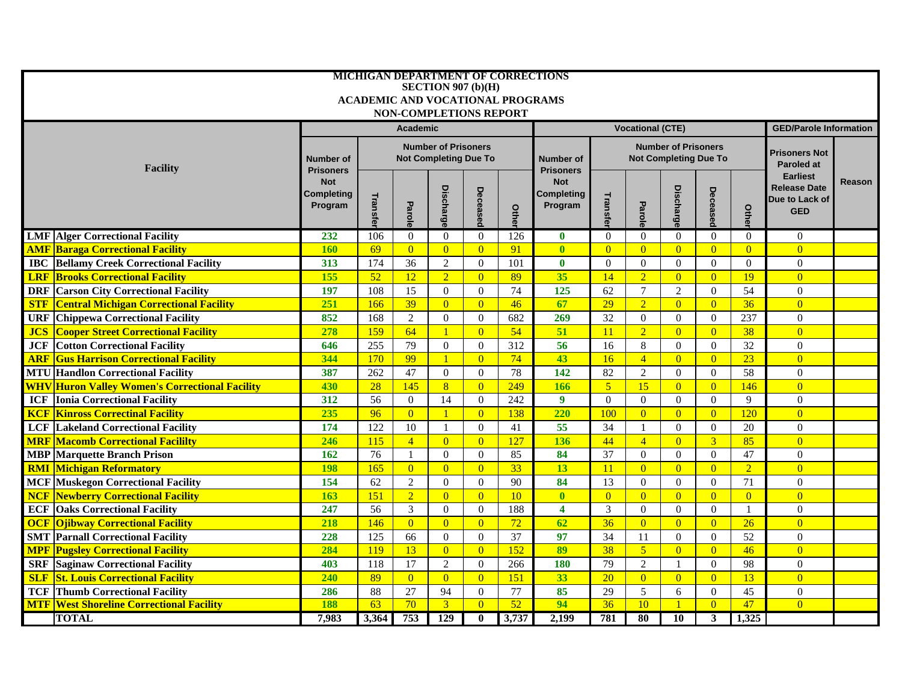# MICHIGAN DEPARTMENT OF CORRECTIONS
## SECTION 907 (b)(H)
## ACADEMIC AND VOCATIONAL PROGRAMS
## NON-COMPLETIONS REPORT

| | Facility | Academic | | | | | | Vocational (CTE) | | | | | | GED/Parole Information | |
|---|---|---|---|---|---|---|---|---|---|---|---|---|---|---|---|
| | | Number of Prisoners Not Completing Program | Number of Prisoners Not Completing Due To | | | | | Number of Prisoners Not Completing Program | Number of Prisoners Not Completing Due To | | | | | Prisoners Not Paroled at Earliest Release Date Due to Lack of GED | Reason |
| | | | Transfer | Parole | Discharge | Deceased | Other | | Transfer | Parole | Discharge | Deceased | Other | | |
| LMF | Alger Correctional Facility | 232 | 106 | 0 | 0 | 0 | 126 | 0 | 0 | 0 | 0 | 0 | 0 | 0 | |
| AMF | Baraga Correctional Facility | 160 | 69 | 0 | 0 | 0 | 91 | 0 | 0 | 0 | 0 | 0 | 0 | 0 | |
| IBC | Bellamy Creek Correctional Facility | 313 | 174 | 36 | 2 | 0 | 101 | 0 | 0 | 0 | 0 | 0 | 0 | 0 | |
| LRF | Brooks Correctional Facility | 155 | 52 | 12 | 2 | 0 | 89 | 35 | 14 | 2 | 0 | 0 | 19 | 0 | |
| DRF | Carson City Correctional Facility | 197 | 108 | 15 | 0 | 0 | 74 | 125 | 62 | 7 | 2 | 0 | 54 | 0 | |
| STF | Central Michigan Correctional Facility | 251 | 166 | 39 | 0 | 0 | 46 | 67 | 29 | 2 | 0 | 0 | 36 | 0 | |
| URF | Chippewa Correctional Facility | 852 | 168 | 2 | 0 | 0 | 682 | 269 | 32 | 0 | 0 | 0 | 237 | 0 | |
| JCS | Cooper Street Correctional Facility | 278 | 159 | 64 | 1 | 0 | 54 | 51 | 11 | 2 | 0 | 0 | 38 | 0 | |
| JCF | Cotton Correctional Facility | 646 | 255 | 79 | 0 | 0 | 312 | 56 | 16 | 8 | 0 | 0 | 32 | 0 | |
| ARF | Gus Harrison Correctional Facility | 344 | 170 | 99 | 1 | 0 | 74 | 43 | 16 | 4 | 0 | 0 | 23 | 0 | |
| MTU | Handlon Correctional Facility | 387 | 262 | 47 | 0 | 0 | 78 | 142 | 82 | 2 | 0 | 0 | 58 | 0 | |
| WHV | Huron Valley Women's Correctional Facility | 430 | 28 | 145 | 8 | 0 | 249 | 166 | 5 | 15 | 0 | 0 | 146 | 0 | |
| ICF | Ionia Correctional Facility | 312 | 56 | 0 | 14 | 0 | 242 | 9 | 0 | 0 | 0 | 0 | 9 | 0 | |
| KCF | Kinross Correctinal Facility | 235 | 96 | 0 | 1 | 0 | 138 | 220 | 100 | 0 | 0 | 0 | 120 | 0 | |
| LCF | Lakeland Correctional Facility | 174 | 122 | 10 | 1 | 0 | 41 | 55 | 34 | 1 | 0 | 0 | 20 | 0 | |
| MRF | Macomb Correctional Facililty | 246 | 115 | 4 | 0 | 0 | 127 | 136 | 44 | 4 | 0 | 3 | 85 | 0 | |
| MBP | Marquette Branch Prison | 162 | 76 | 1 | 0 | 0 | 85 | 84 | 37 | 0 | 0 | 0 | 47 | 0 | |
| RMI | Michigan Reformatory | 198 | 165 | 0 | 0 | 0 | 33 | 13 | 11 | 0 | 0 | 0 | 2 | 0 | |
| MCF | Muskegon Correctional Facility | 154 | 62 | 2 | 0 | 0 | 90 | 84 | 13 | 0 | 0 | 0 | 71 | 0 | |
| NCF | Newberry Correctional Facility | 163 | 151 | 2 | 0 | 0 | 10 | 0 | 0 | 0 | 0 | 0 | 0 | 0 | |
| ECF | Oaks Correctional Facility | 247 | 56 | 3 | 0 | 0 | 188 | 4 | 3 | 0 | 0 | 0 | 1 | 0 | |
| OCF | Ojibway Correctional Facility | 218 | 146 | 0 | 0 | 0 | 72 | 62 | 36 | 0 | 0 | 0 | 26 | 0 | |
| SMT | Parnall Correctional Facility | 228 | 125 | 66 | 0 | 0 | 37 | 97 | 34 | 11 | 0 | 0 | 52 | 0 | |
| MPF | Pugsley Correctional Facility | 284 | 119 | 13 | 0 | 0 | 152 | 89 | 38 | 5 | 0 | 0 | 46 | 0 | |
| SRF | Saginaw Correctional Facility | 403 | 118 | 17 | 2 | 0 | 266 | 180 | 79 | 2 | 1 | 0 | 98 | 0 | |
| SLF | St. Louis Correctional Facility | 240 | 89 | 0 | 0 | 0 | 151 | 33 | 20 | 0 | 0 | 0 | 13 | 0 | |
| TCF | Thumb Correctional Facility | 286 | 88 | 27 | 94 | 0 | 77 | 85 | 29 | 5 | 6 | 0 | 45 | 0 | |
| MTF | West Shoreline Correctional Facility | 188 | 63 | 70 | 3 | 0 | 52 | 94 | 36 | 10 | 1 | 0 | 47 | 0 | |
| | TOTAL | 7,983 | 3,364 | 753 | 129 | 0 | 3,737 | 2,199 | 781 | 80 | 10 | 3 | 1,325 | | |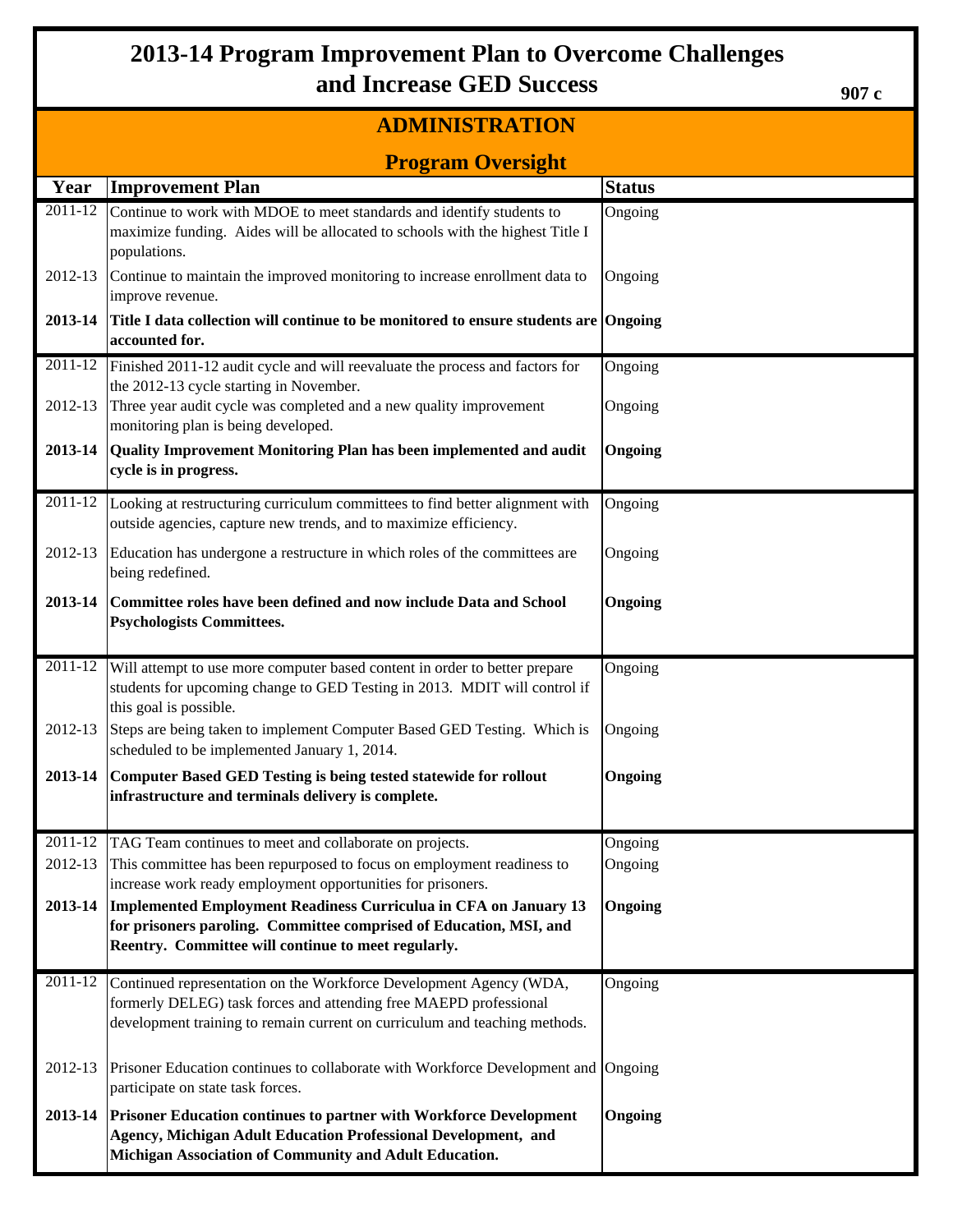# 2013-14 Program Improvement Plan to Overcome Challenges and Increase GED Success

907 c

## ADMINISTRATION

### Program Oversight

| Year | Improvement Plan | Status |
|---|---|---|
| 2011-12 | Continue to work with MDOE to meet standards and identify students to maximize funding. Aides will be allocated to schools with the highest Title I populations. | Ongoing |
| 2012-13 | Continue to maintain the improved monitoring to increase enrollment data to improve revenue. | Ongoing |
| **2013-14** | **Title I data collection will continue to be monitored to ensure students are accounted for.** | **Ongoing** |
| 2011-12 | Finished 2011-12 audit cycle and will reevaluate the process and factors for the 2012-13 cycle starting in November. | Ongoing |
| 2012-13 | Three year audit cycle was completed and a new quality improvement monitoring plan is being developed. | Ongoing |
| **2013-14** | **Quality Improvement Monitoring Plan has been implemented and audit cycle is in progress.** | **Ongoing** |
| 2011-12 | Looking at restructuring curriculum committees to find better alignment with outside agencies, capture new trends, and to maximize efficiency. | Ongoing |
| 2012-13 | Education has undergone a restructure in which roles of the committees are being redefined. | Ongoing |
| **2013-14** | **Committee roles have been defined and now include Data and School Psychologists Committees.** | **Ongoing** |
| 2011-12 | Will attempt to use more computer based content in order to better prepare students for upcoming change to GED Testing in 2013. MDIT will control if this goal is possible. | Ongoing |
| 2012-13 | Steps are being taken to implement Computer Based GED Testing. Which is scheduled to be implemented January 1, 2014. | Ongoing |
| **2013-14** | **Computer Based GED Testing is being tested statewide for rollout infrastructure and terminals delivery is complete.** | **Ongoing** |
| 2011-12 | TAG Team continues to meet and collaborate on projects. | Ongoing |
| 2012-13 | This committee has been repurposed to focus on employment readiness to increase work ready employment opportunities for prisoners. | Ongoing |
| **2013-14** | **Implemented Employment Readiness Curriculua in CFA on January 13 for prisoners paroling. Committee comprised of Education, MSI, and Reentry. Committee will continue to meet regularly.** | **Ongoing** |
| 2011-12 | Continued representation on the Workforce Development Agency (WDA, formerly DELEG) task forces and attending free MAEPD professional development training to remain current on curriculum and teaching methods. | Ongoing |
| 2012-13 | Prisoner Education continues to collaborate with Workforce Development and participate on state task forces. | Ongoing |
| **2013-14** | **Prisoner Education continues to partner with Workforce Development Agency, Michigan Adult Education Professional Development, and Michigan Association of Community and Adult Education.** | **Ongoing** |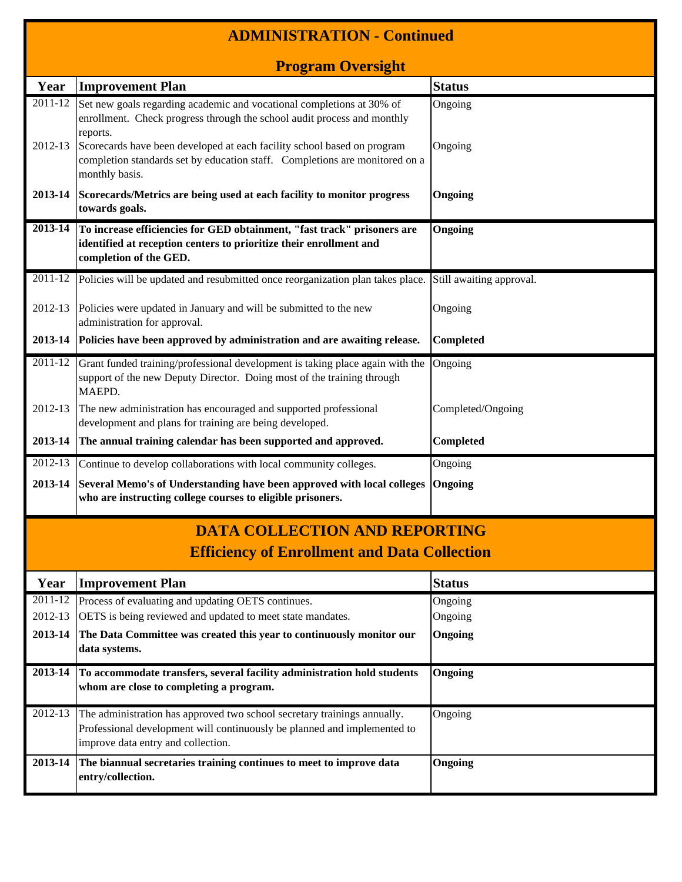## ADMINISTRATION - Continued

### Program Oversight

| Year | Improvement Plan | Status |
|---|---|---|
| 2011-12 | Set new goals regarding academic and vocational completions at 30% of enrollment. Check progress through the school audit process and monthly reports. | Ongoing |
| 2012-13 | Scorecards have been developed at each facility school based on program completion standards set by education staff. Completions are monitored on a monthly basis. | Ongoing |
| **2013-14** | **Scorecards/Metrics are being used at each facility to monitor progress towards goals.** | **Ongoing** |
| **2013-14** | **To increase efficiencies for GED obtainment, "fast track" prisoners are identified at reception centers to prioritize their enrollment and completion of the GED.** | **Ongoing** |
| 2011-12 | Policies will be updated and resubmitted once reorganization plan takes place. | Still awaiting approval. |
| 2012-13 | Policies were updated in January and will be submitted to the new administration for approval. | Ongoing |
| **2013-14** | **Policies have been approved by administration and are awaiting release.** | **Completed** |
| 2011-12 | Grant funded training/professional development is taking place again with the support of the new Deputy Director. Doing most of the training through MAEPD. | Ongoing |
| 2012-13 | The new administration has encouraged and supported professional development and plans for training are being developed. | Completed/Ongoing |
| **2013-14** | **The annual training calendar has been supported and approved.** | **Completed** |
| 2012-13 | Continue to develop collaborations with local community colleges. | Ongoing |
| **2013-14** | **Several Memo's of Understanding have been approved with local colleges who are instructing college courses to eligible prisoners.** | **Ongoing** |

## DATA COLLECTION AND REPORTING

### Efficiency of Enrollment and Data Collection

| Year | Improvement Plan | Status |
|---|---|---|
| 2011-12 | Process of evaluating and updating OETS continues. | Ongoing |
| 2012-13 | OETS is being reviewed and updated to meet state mandates. | Ongoing |
| **2013-14** | **The Data Committee was created this year to continuously monitor our data systems.** | **Ongoing** |
| **2013-14** | **To accommodate transfers, several facility administration hold students whom are close to completing a program.** | **Ongoing** |
| 2012-13 | The administration has approved two school secretary trainings annually. Professional development will continuously be planned and implemented to improve data entry and collection. | Ongoing |
| **2013-14** | **The biannual secretaries training continues to meet to improve data entry/collection.** | **Ongoing** |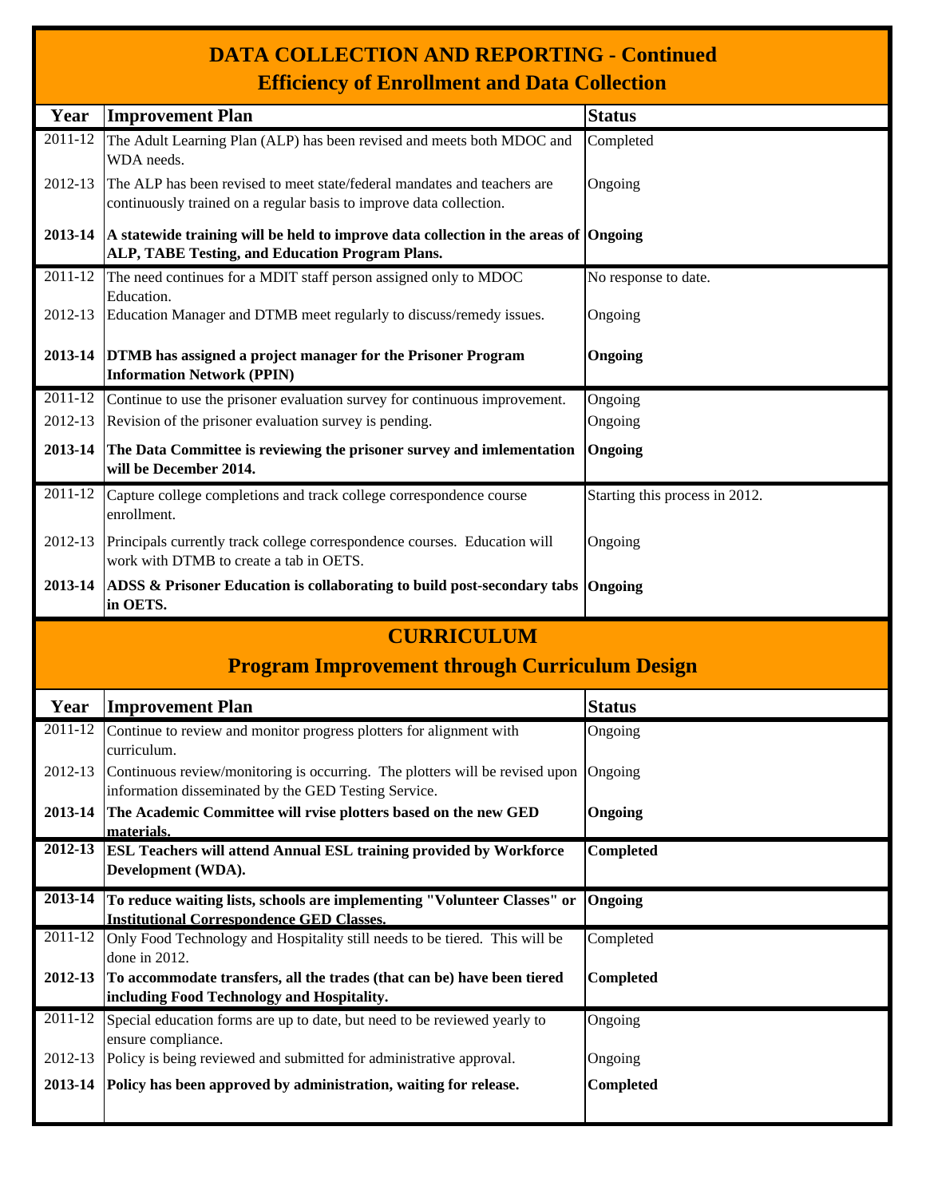## DATA COLLECTION AND REPORTING - Continued

### Efficiency of Enrollment and Data Collection

| Year | Improvement Plan | Status |
|---|---|---|
| 2011-12 | The Adult Learning Plan (ALP) has been revised and meets both MDOC and WDA needs. | Completed |
| 2012-13 | The ALP has been revised to meet state/federal mandates and teachers are continuously trained on a regular basis to improve data collection. | Ongoing |
| **2013-14** | **A statewide training will be held to improve data collection in the areas of ALP, TABE Testing, and Education Program Plans.** | **Ongoing** |
| 2011-12 | The need continues for a MDIT staff person assigned only to MDOC Education. | No response to date. |
| 2012-13 | Education Manager and DTMB meet regularly to discuss/remedy issues. | Ongoing |
| **2013-14** | **DTMB has assigned a project manager for the Prisoner Program Information Network (PPIN)** | **Ongoing** |
| 2011-12 | Continue to use the prisoner evaluation survey for continuous improvement. | Ongoing |
| 2012-13 | Revision of the prisoner evaluation survey is pending. | Ongoing |
| **2013-14** | **The Data Committee is reviewing the prisoner survey and imlementation will be December 2014.** | **Ongoing** |
| 2011-12 | Capture college completions and track college correspondence course enrollment. | Starting this process in 2012. |
| 2012-13 | Principals currently track college correspondence courses. Education will work with DTMB to create a tab in OETS. | Ongoing |
| **2013-14** | **ADSS & Prisoner Education is collaborating to build post-secondary tabs in OETS.** | **Ongoing** |

## CURRICULUM

### Program Improvement through Curriculum Design

| Year | Improvement Plan | Status |
|---|---|---|
| 2011-12 | Continue to review and monitor progress plotters for alignment with curriculum. | Ongoing |
| 2012-13 | Continuous review/monitoring is occurring. The plotters will be revised upon information disseminated by the GED Testing Service. | Ongoing |
| **2013-14** | **The Academic Committee will rvise plotters based on the new GED materials.** | **Ongoing** |
| **2012-13** | **ESL Teachers will attend Annual ESL training provided by Workforce Development (WDA).** | **Completed** |
| **2013-14** | **To reduce waiting lists, schools are implementing "Volunteer Classes" or Institutional Correspondence GED Classes.** | **Ongoing** |
| 2011-12 | Only Food Technology and Hospitality still needs to be tiered. This will be done in 2012. | Completed |
| **2012-13** | **To accommodate transfers, all the trades (that can be) have been tiered including Food Technology and Hospitality.** | **Completed** |
| 2011-12 | Special education forms are up to date, but need to be reviewed yearly to ensure compliance. | Ongoing |
| 2012-13 | Policy is being reviewed and submitted for administrative approval. | Ongoing |
| **2013-14** | **Policy has been approved by administration, waiting for release.** | **Completed** |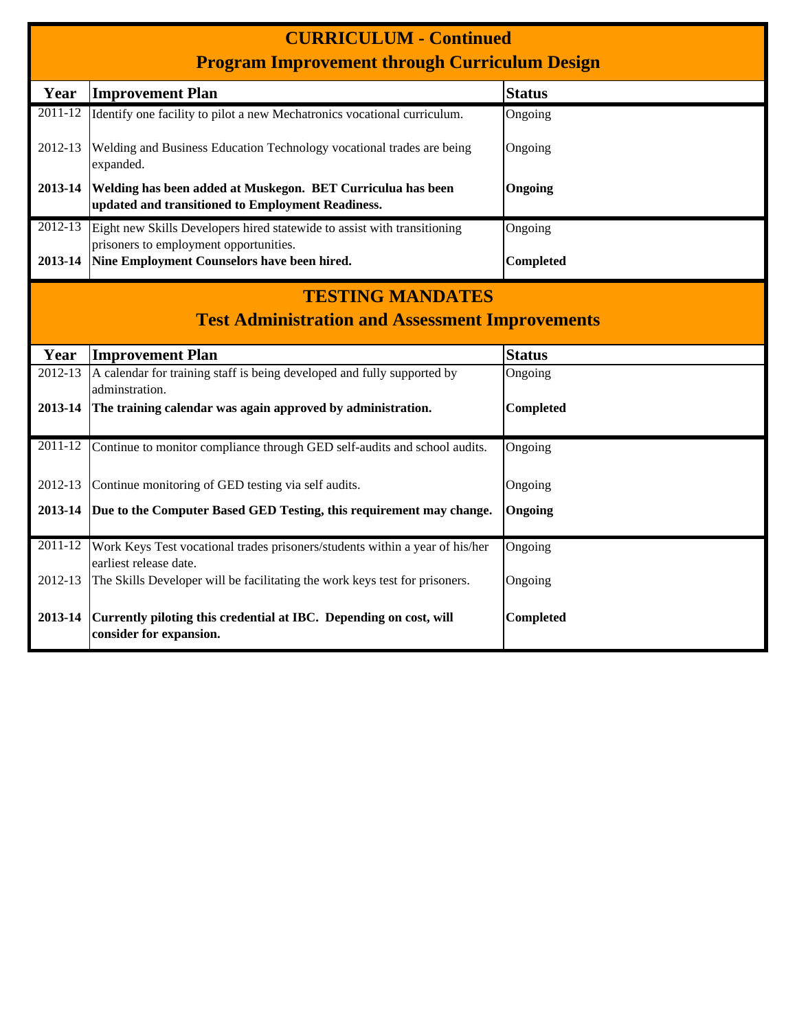## CURRICULUM - Continued
### Program Improvement through Curriculum Design

| Year | Improvement Plan | Status |
|---|---|---|
| 2011-12 | Identify one facility to pilot a new Mechatronics vocational curriculum. | Ongoing |
| 2012-13 | Welding and Business Education Technology vocational trades are being expanded. | Ongoing |
| **2013-14** | **Welding has been added at Muskegon. BET Curriculua has been updated and transitioned to Employment Readiness.** | **Ongoing** |
| 2012-13 | Eight new Skills Developers hired statewide to assist with transitioning prisoners to employment opportunities. | Ongoing |
| **2013-14** | **Nine Employment Counselors have been hired.** | **Completed** |

## TESTING MANDATES
### Test Administration and Assessment Improvements

| Year | Improvement Plan | Status |
|---|---|---|
| 2012-13 | A calendar for training staff is being developed and fully supported by adminstration. | Ongoing |
| **2013-14** | **The training calendar was again approved by administration.** | **Completed** |
| 2011-12 | Continue to monitor compliance through GED self-audits and school audits. | Ongoing |
| 2012-13 | Continue monitoring of GED testing via self audits. | Ongoing |
| **2013-14** | **Due to the Computer Based GED Testing, this requirement may change.** | **Ongoing** |
| 2011-12 | Work Keys Test vocational trades prisoners/students within a year of his/her earliest release date. | Ongoing |
| 2012-13 | The Skills Developer will be facilitating the work keys test for prisoners. | Ongoing |
| **2013-14** | **Currently piloting this credential at IBC. Depending on cost, will consider for expansion.** | **Completed** |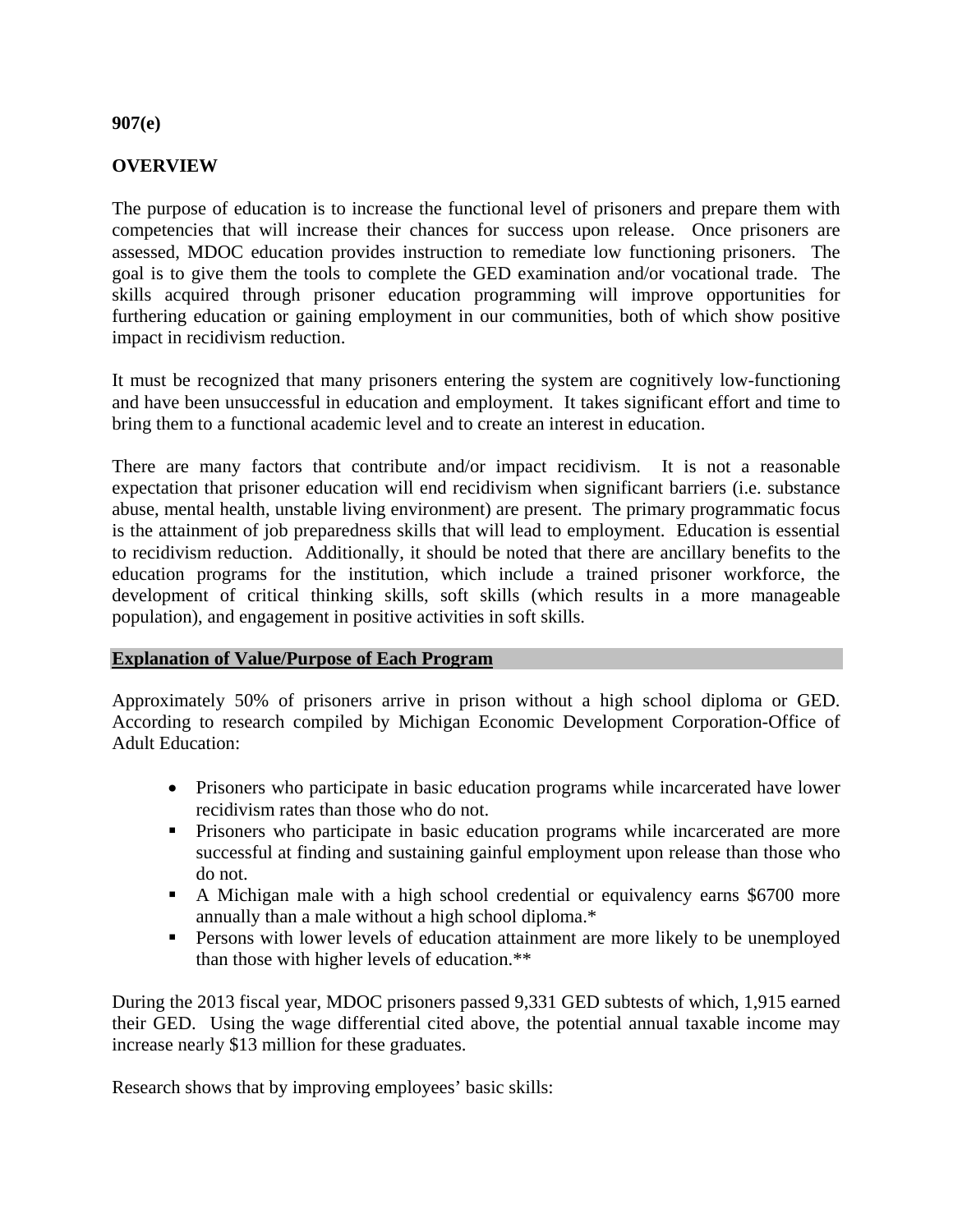**907(e)**

**OVERVIEW**

The purpose of education is to increase the functional level of prisoners and prepare them with competencies that will increase their chances for success upon release. Once prisoners are assessed, MDOC education provides instruction to remediate low functioning prisoners. The goal is to give them the tools to complete the GED examination and/or vocational trade. The skills acquired through prisoner education programming will improve opportunities for furthering education or gaining employment in our communities, both of which show positive impact in recidivism reduction.

It must be recognized that many prisoners entering the system are cognitively low-functioning and have been unsuccessful in education and employment. It takes significant effort and time to bring them to a functional academic level and to create an interest in education.

There are many factors that contribute and/or impact recidivism. It is not a reasonable expectation that prisoner education will end recidivism when significant barriers (i.e. substance abuse, mental health, unstable living environment) are present. The primary programmatic focus is the attainment of job preparedness skills that will lead to employment. Education is essential to recidivism reduction. Additionally, it should be noted that there are ancillary benefits to the education programs for the institution, which include a trained prisoner workforce, the development of critical thinking skills, soft skills (which results in a more manageable population), and engagement in positive activities in soft skills.

**Explanation of Value/Purpose of Each Program**

Approximately 50% of prisoners arrive in prison without a high school diploma or GED. According to research compiled by Michigan Economic Development Corporation-Office of Adult Education:

- Prisoners who participate in basic education programs while incarcerated have lower recidivism rates than those who do not.
- Prisoners who participate in basic education programs while incarcerated are more successful at finding and sustaining gainful employment upon release than those who do not.
- A Michigan male with a high school credential or equivalency earns $6700 more annually than a male without a high school diploma.*
- Persons with lower levels of education attainment are more likely to be unemployed than those with higher levels of education.**

During the 2013 fiscal year, MDOC prisoners passed 9,331 GED subtests of which, 1,915 earned their GED. Using the wage differential cited above, the potential annual taxable income may increase nearly $13 million for these graduates.

Research shows that by improving employees' basic skills: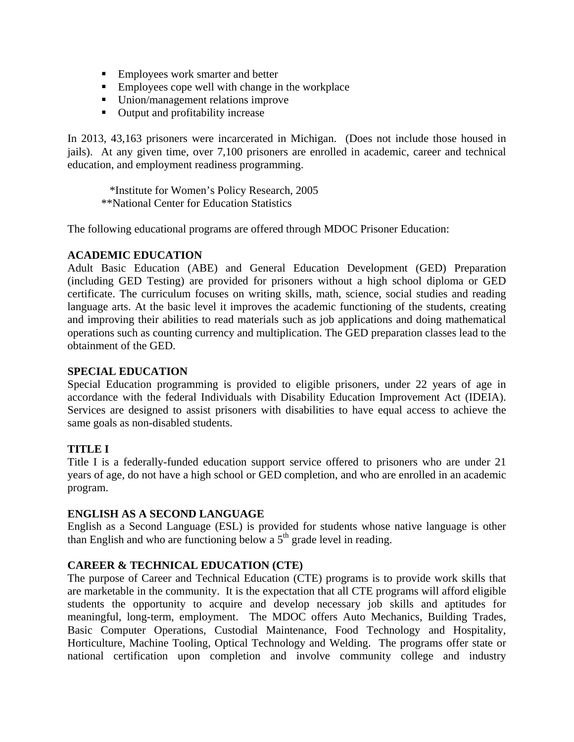- Employees work smarter and better
- Employees cope well with change in the workplace
- Union/management relations improve
- Output and profitability increase

In 2013, 43,163 prisoners were incarcerated in Michigan. (Does not include those housed in jails). At any given time, over 7,100 prisoners are enrolled in academic, career and technical education, and employment readiness programming.

*Institute for Women's Policy Research, 2005
**National Center for Education Statistics

The following educational programs are offered through MDOC Prisoner Education:

**ACADEMIC EDUCATION**
Adult Basic Education (ABE) and General Education Development (GED) Preparation (including GED Testing) are provided for prisoners without a high school diploma or GED certificate. The curriculum focuses on writing skills, math, science, social studies and reading language arts. At the basic level it improves the academic functioning of the students, creating and improving their abilities to read materials such as job applications and doing mathematical operations such as counting currency and multiplication. The GED preparation classes lead to the obtainment of the GED.

**SPECIAL EDUCATION**
Special Education programming is provided to eligible prisoners, under 22 years of age in accordance with the federal Individuals with Disability Education Improvement Act (IDEIA). Services are designed to assist prisoners with disabilities to have equal access to achieve the same goals as non-disabled students.

**TITLE I**
Title I is a federally-funded education support service offered to prisoners who are under 21 years of age, do not have a high school or GED completion, and who are enrolled in an academic program.

**ENGLISH AS A SECOND LANGUAGE**
English as a Second Language (ESL) is provided for students whose native language is other than English and who are functioning below a 5th grade level in reading.

**CAREER & TECHNICAL EDUCATION (CTE)**
The purpose of Career and Technical Education (CTE) programs is to provide work skills that are marketable in the community. It is the expectation that all CTE programs will afford eligible students the opportunity to acquire and develop necessary job skills and aptitudes for meaningful, long-term, employment. The MDOC offers Auto Mechanics, Building Trades, Basic Computer Operations, Custodial Maintenance, Food Technology and Hospitality, Horticulture, Machine Tooling, Optical Technology and Welding. The programs offer state or national certification upon completion and involve community college and industry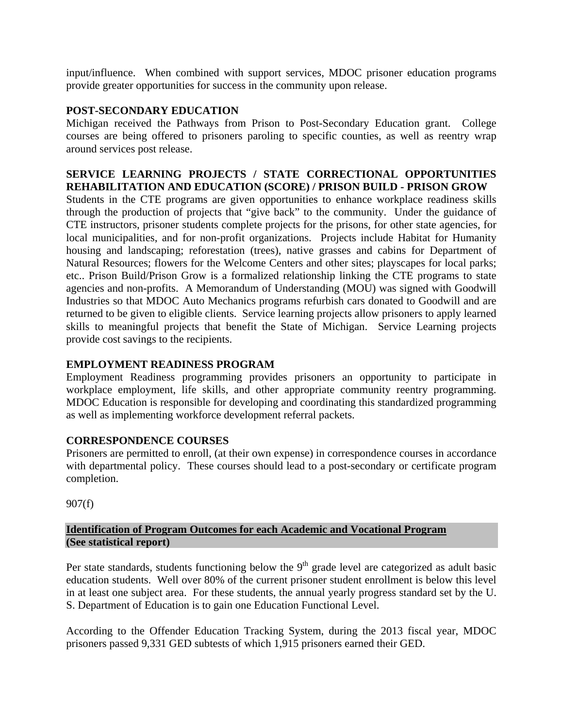input/influence. When combined with support services, MDOC prisoner education programs provide greater opportunities for success in the community upon release.

**POST-SECONDARY EDUCATION**

Michigan received the Pathways from Prison to Post-Secondary Education grant. College courses are being offered to prisoners paroling to specific counties, as well as reentry wrap around services post release.

**SERVICE LEARNING PROJECTS / STATE CORRECTIONAL OPPORTUNITIES REHABILITATION AND EDUCATION (SCORE) / PRISON BUILD - PRISON GROW**

Students in the CTE programs are given opportunities to enhance workplace readiness skills through the production of projects that "give back" to the community. Under the guidance of CTE instructors, prisoner students complete projects for the prisons, for other state agencies, for local municipalities, and for non-profit organizations. Projects include Habitat for Humanity housing and landscaping; reforestation (trees), native grasses and cabins for Department of Natural Resources; flowers for the Welcome Centers and other sites; playscapes for local parks; etc.. Prison Build/Prison Grow is a formalized relationship linking the CTE programs to state agencies and non-profits. A Memorandum of Understanding (MOU) was signed with Goodwill Industries so that MDOC Auto Mechanics programs refurbish cars donated to Goodwill and are returned to be given to eligible clients. Service learning projects allow prisoners to apply learned skills to meaningful projects that benefit the State of Michigan. Service Learning projects provide cost savings to the recipients.

**EMPLOYMENT READINESS PROGRAM**

Employment Readiness programming provides prisoners an opportunity to participate in workplace employment, life skills, and other appropriate community reentry programming. MDOC Education is responsible for developing and coordinating this standardized programming as well as implementing workforce development referral packets.

**CORRESPONDENCE COURSES**

Prisoners are permitted to enroll, (at their own expense) in correspondence courses in accordance with departmental policy. These courses should lead to a post-secondary or certificate program completion.

907(f)

**Identification of Program Outcomes for each Academic and Vocational Program**
**(See statistical report)**

Per state standards, students functioning below the 9th grade level are categorized as adult basic education students. Well over 80% of the current prisoner student enrollment is below this level in at least one subject area. For these students, the annual yearly progress standard set by the U. S. Department of Education is to gain one Education Functional Level.

According to the Offender Education Tracking System, during the 2013 fiscal year, MDOC prisoners passed 9,331 GED subtests of which 1,915 prisoners earned their GED.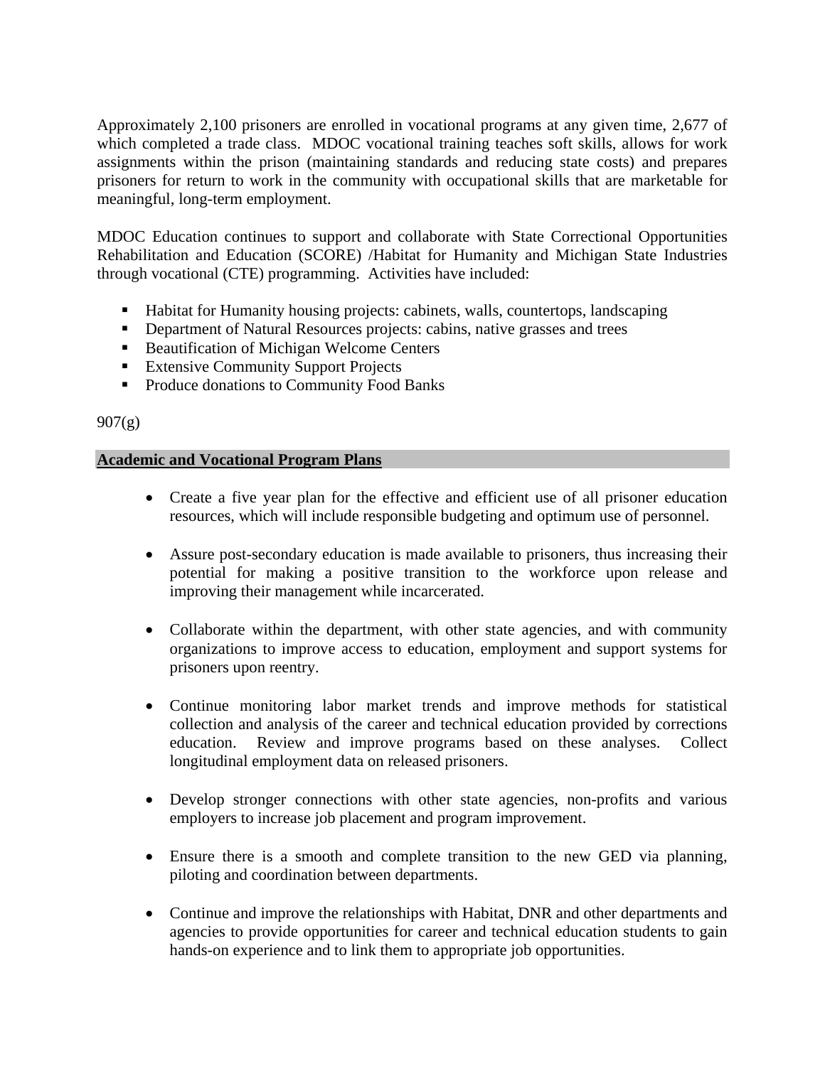Approximately 2,100 prisoners are enrolled in vocational programs at any given time, 2,677 of which completed a trade class. MDOC vocational training teaches soft skills, allows for work assignments within the prison (maintaining standards and reducing state costs) and prepares prisoners for return to work in the community with occupational skills that are marketable for meaningful, long-term employment.

MDOC Education continues to support and collaborate with State Correctional Opportunities Rehabilitation and Education (SCORE) /Habitat for Humanity and Michigan State Industries through vocational (CTE) programming. Activities have included:

- Habitat for Humanity housing projects: cabinets, walls, countertops, landscaping
- Department of Natural Resources projects: cabins, native grasses and trees
- Beautification of Michigan Welcome Centers
- Extensive Community Support Projects
- Produce donations to Community Food Banks

907(g)

## Academic and Vocational Program Plans

- Create a five year plan for the effective and efficient use of all prisoner education resources, which will include responsible budgeting and optimum use of personnel.
- Assure post-secondary education is made available to prisoners, thus increasing their potential for making a positive transition to the workforce upon release and improving their management while incarcerated.
- Collaborate within the department, with other state agencies, and with community organizations to improve access to education, employment and support systems for prisoners upon reentry.
- Continue monitoring labor market trends and improve methods for statistical collection and analysis of the career and technical education provided by corrections education. Review and improve programs based on these analyses. Collect longitudinal employment data on released prisoners.
- Develop stronger connections with other state agencies, non-profits and various employers to increase job placement and program improvement.
- Ensure there is a smooth and complete transition to the new GED via planning, piloting and coordination between departments.
- Continue and improve the relationships with Habitat, DNR and other departments and agencies to provide opportunities for career and technical education students to gain hands-on experience and to link them to appropriate job opportunities.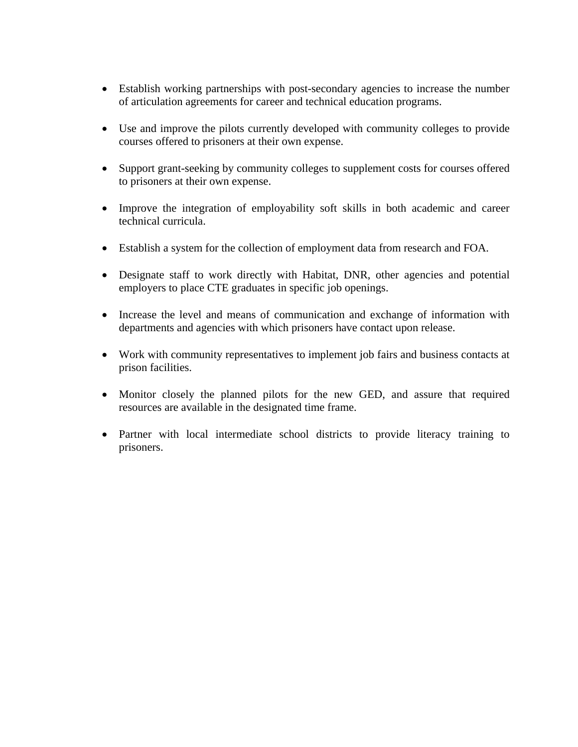- Establish working partnerships with post-secondary agencies to increase the number of articulation agreements for career and technical education programs.

- Use and improve the pilots currently developed with community colleges to provide courses offered to prisoners at their own expense.

- Support grant-seeking by community colleges to supplement costs for courses offered to prisoners at their own expense.

- Improve the integration of employability soft skills in both academic and career technical curricula.

- Establish a system for the collection of employment data from research and FOA.

- Designate staff to work directly with Habitat, DNR, other agencies and potential employers to place CTE graduates in specific job openings.

- Increase the level and means of communication and exchange of information with departments and agencies with which prisoners have contact upon release.

- Work with community representatives to implement job fairs and business contacts at prison facilities.

- Monitor closely the planned pilots for the new GED, and assure that required resources are available in the designated time frame.

- Partner with local intermediate school districts to provide literacy training to prisoners.